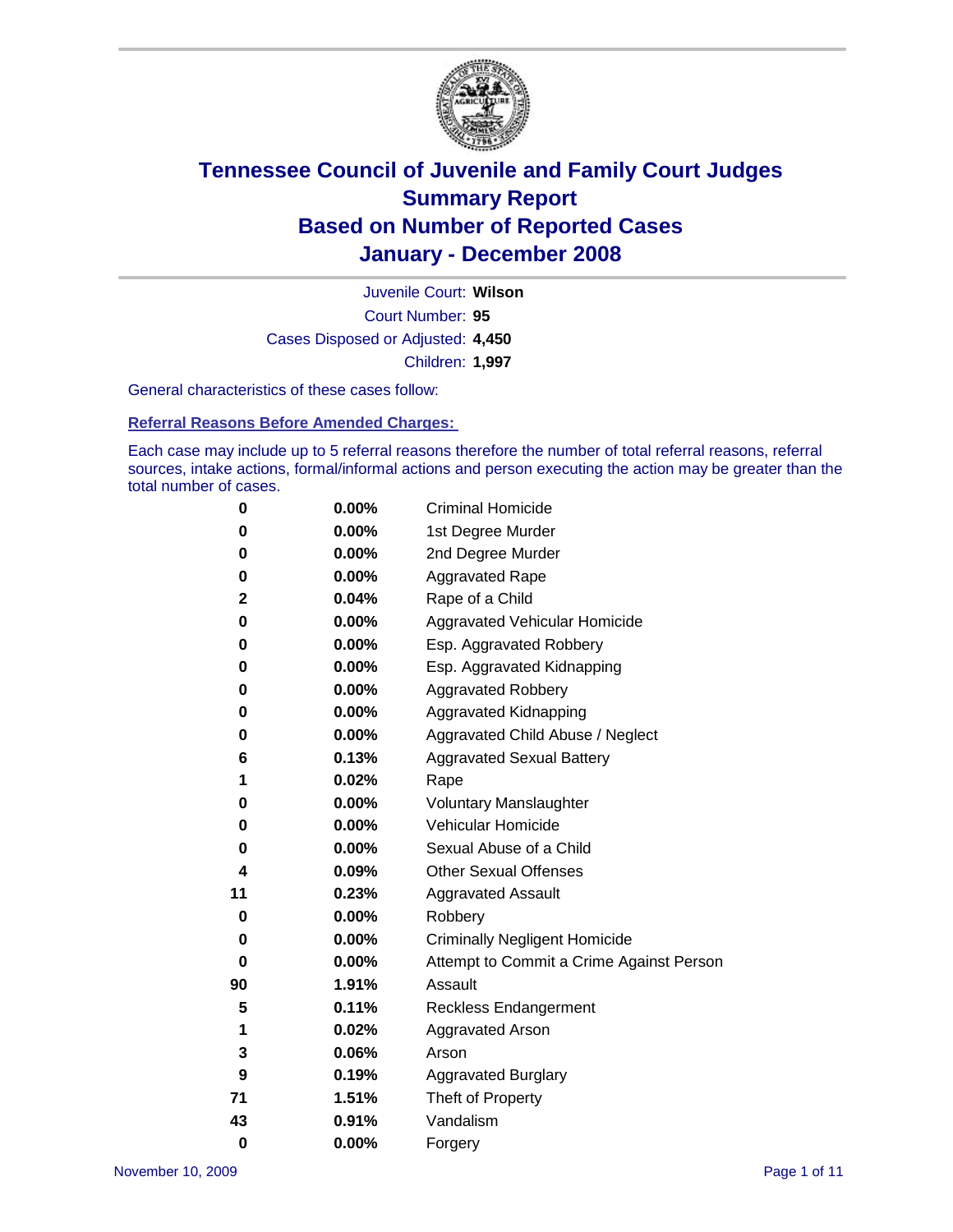# Tennessee Council of Juvenile and Family Court Judges
## Summary Report
## Based on Number of Reported Cases
## January - December 2008

Juvenile Court: **Wilson**
Court Number: **95**
Cases Disposed or Adjusted: **4,450**
Children: **1,997**

General characteristics of these cases follow:

### Referral Reasons Before Amended Charges:

Each case may include up to 5 referral reasons therefore the number of total referral reasons, referral sources, intake actions, formal/informal actions and person executing the action may be greater than the total number of cases.

| Count | Percent | Referral Reason |
|---|---|---|
| 0 | 0.00% | Criminal Homicide |
| 0 | 0.00% | 1st Degree Murder |
| 0 | 0.00% | 2nd Degree Murder |
| 0 | 0.00% | Aggravated Rape |
| 2 | 0.04% | Rape of a Child |
| 0 | 0.00% | Aggravated Vehicular Homicide |
| 0 | 0.00% | Esp. Aggravated Robbery |
| 0 | 0.00% | Esp. Aggravated Kidnapping |
| 0 | 0.00% | Aggravated Robbery |
| 0 | 0.00% | Aggravated Kidnapping |
| 0 | 0.00% | Aggravated Child Abuse / Neglect |
| 6 | 0.13% | Aggravated Sexual Battery |
| 1 | 0.02% | Rape |
| 0 | 0.00% | Voluntary Manslaughter |
| 0 | 0.00% | Vehicular Homicide |
| 0 | 0.00% | Sexual Abuse of a Child |
| 4 | 0.09% | Other Sexual Offenses |
| 11 | 0.23% | Aggravated Assault |
| 0 | 0.00% | Robbery |
| 0 | 0.00% | Criminally Negligent Homicide |
| 0 | 0.00% | Attempt to Commit a Crime Against Person |
| 90 | 1.91% | Assault |
| 5 | 0.11% | Reckless Endangerment |
| 1 | 0.02% | Aggravated Arson |
| 3 | 0.06% | Arson |
| 9 | 0.19% | Aggravated Burglary |
| 71 | 1.51% | Theft of Property |
| 43 | 0.91% | Vandalism |
| 0 | 0.00% | Forgery |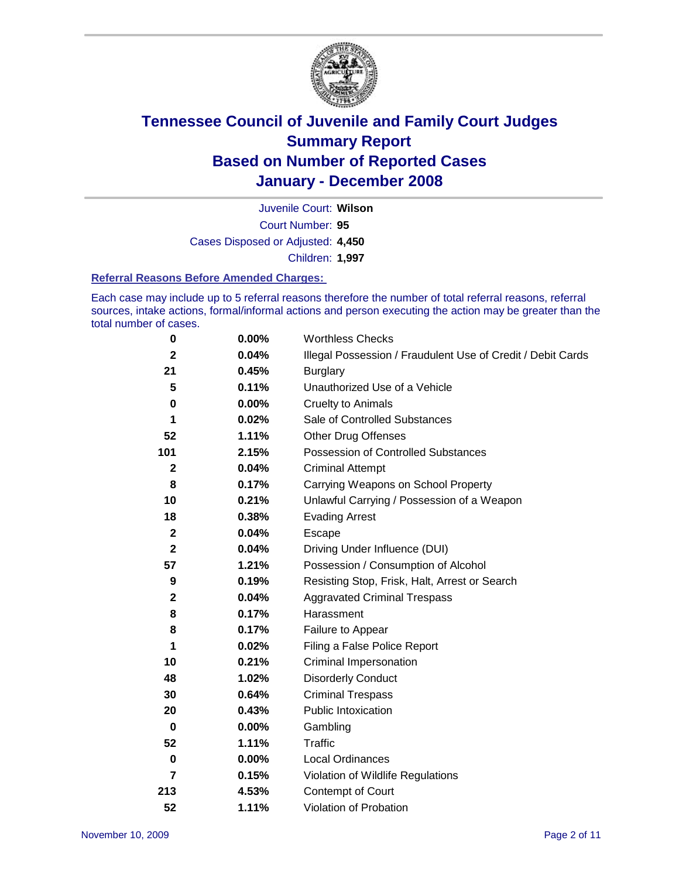# Tennessee Council of Juvenile and Family Court Judges
## Summary Report
## Based on Number of Reported Cases
## January - December 2008

Juvenile Court: **Wilson**
Court Number: **95**
Cases Disposed or Adjusted: **4,450**
Children: **1,997**

### Referral Reasons Before Amended Charges:

Each case may include up to 5 referral reasons therefore the number of total referral reasons, referral sources, intake actions, formal/informal actions and person executing the action may be greater than the total number of cases.

| Count | Percent | Referral Reason |
|---|---|---|
| 0 | 0.00% | Worthless Checks |
| 2 | 0.04% | Illegal Possession / Fraudulent Use of Credit / Debit Cards |
| 21 | 0.45% | Burglary |
| 5 | 0.11% | Unauthorized Use of a Vehicle |
| 0 | 0.00% | Cruelty to Animals |
| 1 | 0.02% | Sale of Controlled Substances |
| 52 | 1.11% | Other Drug Offenses |
| 101 | 2.15% | Possession of Controlled Substances |
| 2 | 0.04% | Criminal Attempt |
| 8 | 0.17% | Carrying Weapons on School Property |
| 10 | 0.21% | Unlawful Carrying / Possession of a Weapon |
| 18 | 0.38% | Evading Arrest |
| 2 | 0.04% | Escape |
| 2 | 0.04% | Driving Under Influence (DUI) |
| 57 | 1.21% | Possession / Consumption of Alcohol |
| 9 | 0.19% | Resisting Stop, Frisk, Halt, Arrest or Search |
| 2 | 0.04% | Aggravated Criminal Trespass |
| 8 | 0.17% | Harassment |
| 8 | 0.17% | Failure to Appear |
| 1 | 0.02% | Filing a False Police Report |
| 10 | 0.21% | Criminal Impersonation |
| 48 | 1.02% | Disorderly Conduct |
| 30 | 0.64% | Criminal Trespass |
| 20 | 0.43% | Public Intoxication |
| 0 | 0.00% | Gambling |
| 52 | 1.11% | Traffic |
| 0 | 0.00% | Local Ordinances |
| 7 | 0.15% | Violation of Wildlife Regulations |
| 213 | 4.53% | Contempt of Court |
| 52 | 1.11% | Violation of Probation |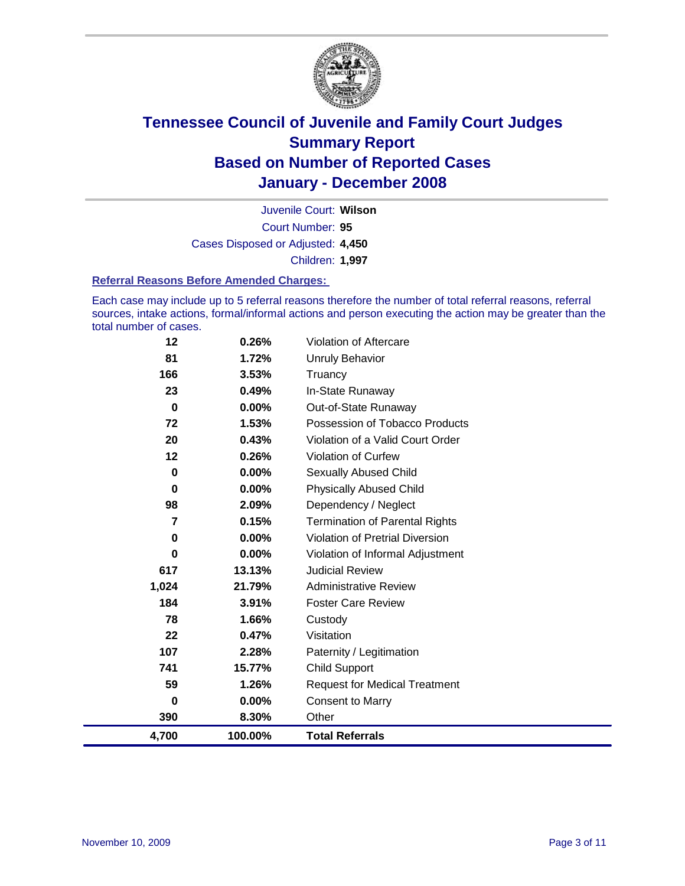# Tennessee Council of Juvenile and Family Court Judges
## Summary Report
## Based on Number of Reported Cases
## January - December 2008

Juvenile Court: **Wilson**

Court Number: **95**

Cases Disposed or Adjusted: **4,450**

Children: **1,997**

### Referral Reasons Before Amended Charges:

Each case may include up to 5 referral reasons therefore the number of total referral reasons, referral sources, intake actions, formal/informal actions and person executing the action may be greater than the total number of cases.

| Count | Percent | Referral Reason |
|---|---|---|
| 12 | 0.26% | Violation of Aftercare |
| 81 | 1.72% | Unruly Behavior |
| 166 | 3.53% | Truancy |
| 23 | 0.49% | In-State Runaway |
| 0 | 0.00% | Out-of-State Runaway |
| 72 | 1.53% | Possession of Tobacco Products |
| 20 | 0.43% | Violation of a Valid Court Order |
| 12 | 0.26% | Violation of Curfew |
| 0 | 0.00% | Sexually Abused Child |
| 0 | 0.00% | Physically Abused Child |
| 98 | 2.09% | Dependency / Neglect |
| 7 | 0.15% | Termination of Parental Rights |
| 0 | 0.00% | Violation of Pretrial Diversion |
| 0 | 0.00% | Violation of Informal Adjustment |
| 617 | 13.13% | Judicial Review |
| 1,024 | 21.79% | Administrative Review |
| 184 | 3.91% | Foster Care Review |
| 78 | 1.66% | Custody |
| 22 | 0.47% | Visitation |
| 107 | 2.28% | Paternity / Legitimation |
| 741 | 15.77% | Child Support |
| 59 | 1.26% | Request for Medical Treatment |
| 0 | 0.00% | Consent to Marry |
| 390 | 8.30% | Other |
| **4,700** | **100.00%** | **Total Referrals** |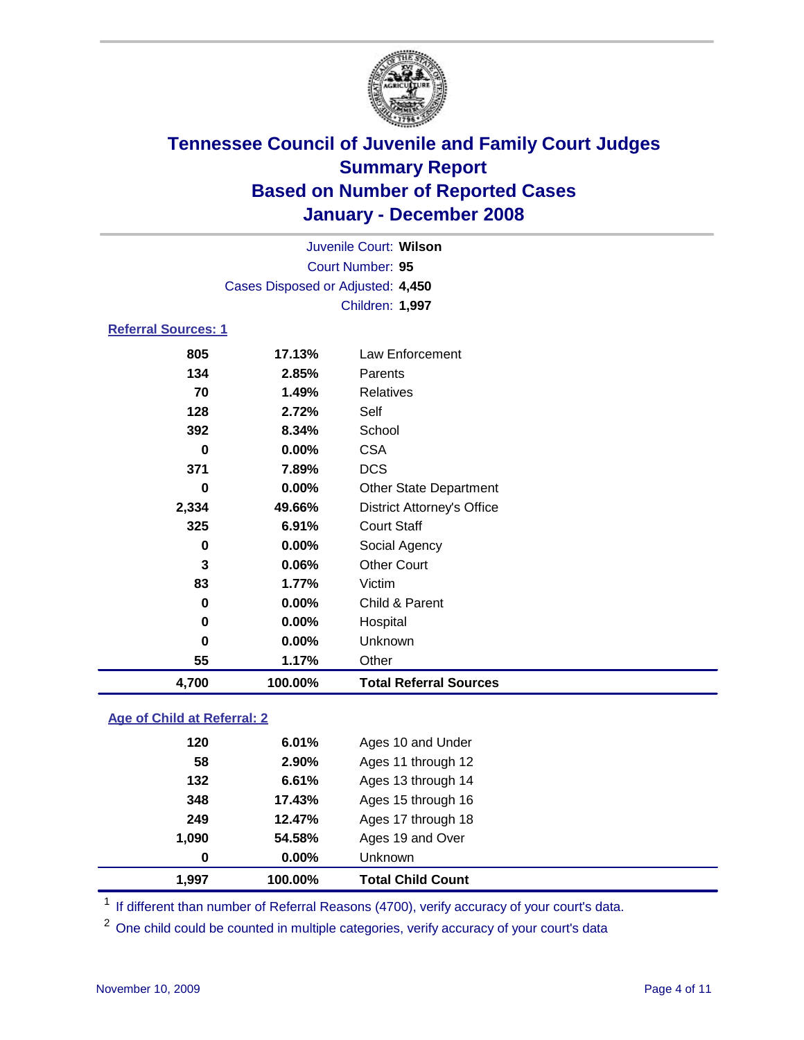# Tennessee Council of Juvenile and Family Court Judges
## Summary Report
## Based on Number of Reported Cases
## January - December 2008

Juvenile Court: **Wilson**
Court Number: **95**
Cases Disposed or Adjusted: **4,450**
Children: **1,997**

### Referral Sources: 1

| | | |
|---|---|---|
| 805 | 17.13% | Law Enforcement |
| 134 | 2.85% | Parents |
| 70 | 1.49% | Relatives |
| 128 | 2.72% | Self |
| 392 | 8.34% | School |
| 0 | 0.00% | CSA |
| 371 | 7.89% | DCS |
| 0 | 0.00% | Other State Department |
| 2,334 | 49.66% | District Attorney's Office |
| 325 | 6.91% | Court Staff |
| 0 | 0.00% | Social Agency |
| 3 | 0.06% | Other Court |
| 83 | 1.77% | Victim |
| 0 | 0.00% | Child & Parent |
| 0 | 0.00% | Hospital |
| 0 | 0.00% | Unknown |
| 55 | 1.17% | Other |
| **4,700** | **100.00%** | **Total Referral Sources** |

### Age of Child at Referral: 2

| | | |
|---|---|---|
| 120 | 6.01% | Ages 10 and Under |
| 58 | 2.90% | Ages 11 through 12 |
| 132 | 6.61% | Ages 13 through 14 |
| 348 | 17.43% | Ages 15 through 16 |
| 249 | 12.47% | Ages 17 through 18 |
| 1,090 | 54.58% | Ages 19 and Over |
| 0 | 0.00% | Unknown |
| **1,997** | **100.00%** | **Total Child Count** |

[1] If different than number of Referral Reasons (4700), verify accuracy of your court's data.

[2] One child could be counted in multiple categories, verify accuracy of your court's data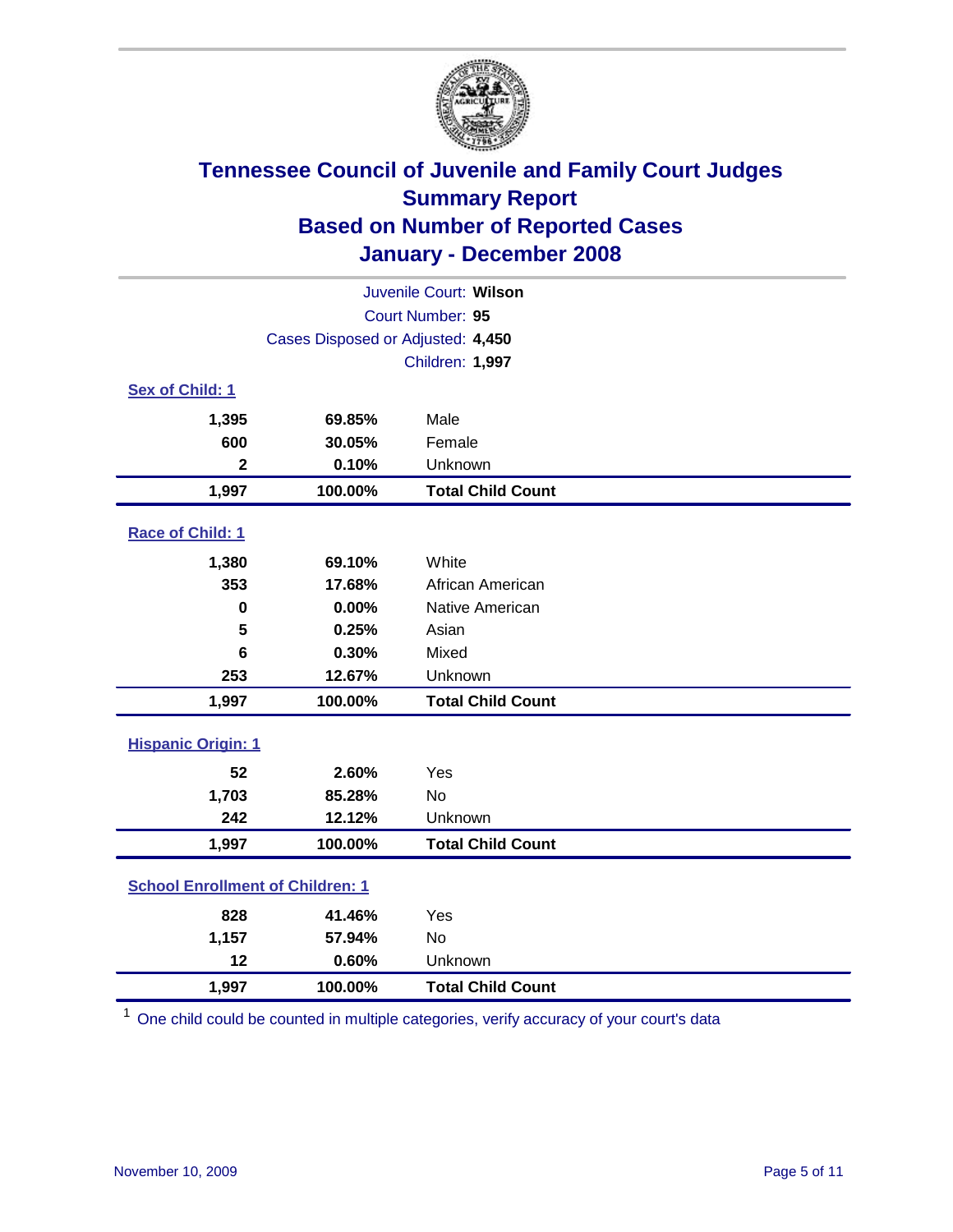# Tennessee Council of Juvenile and Family Court Judges
## Summary Report
## Based on Number of Reported Cases
## January - December 2008

Juvenile Court: **Wilson**
Court Number: **95**
Cases Disposed or Adjusted: **4,450**
Children: **1,997**

### Sex of Child: 1

| | | |
|---|---|---|
| **1,395** | **69.85%** | Male |
| **600** | **30.05%** | Female |
| **2** | **0.10%** | Unknown |
| **1,997** | **100.00%** | **Total Child Count** |

### Race of Child: 1

| | | |
|---|---|---|
| **1,380** | **69.10%** | White |
| **353** | **17.68%** | African American |
| **0** | **0.00%** | Native American |
| **5** | **0.25%** | Asian |
| **6** | **0.30%** | Mixed |
| **253** | **12.67%** | Unknown |
| **1,997** | **100.00%** | **Total Child Count** |

### Hispanic Origin: 1

| | | |
|---|---|---|
| **52** | **2.60%** | Yes |
| **1,703** | **85.28%** | No |
| **242** | **12.12%** | Unknown |
| **1,997** | **100.00%** | **Total Child Count** |

### School Enrollment of Children: 1

| | | |
|---|---|---|
| **828** | **41.46%** | Yes |
| **1,157** | **57.94%** | No |
| **12** | **0.60%** | Unknown |
| **1,997** | **100.00%** | **Total Child Count** |

[1] One child could be counted in multiple categories, verify accuracy of your court's data

November 10, 2009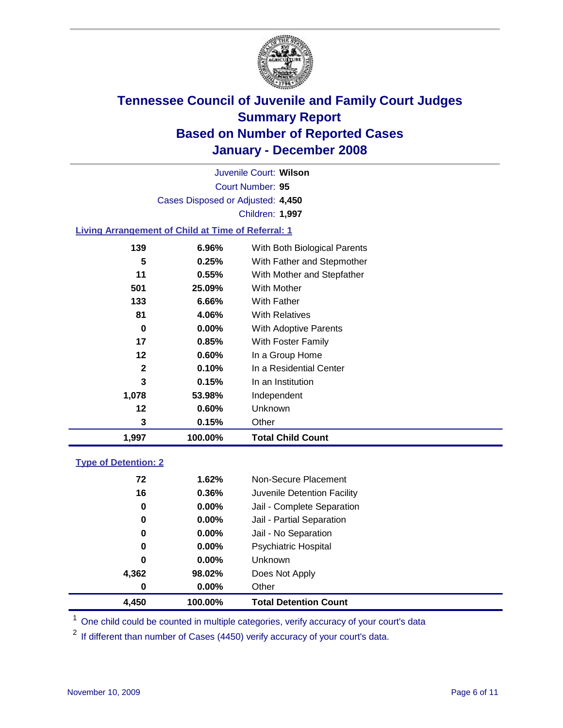# Tennessee Council of Juvenile and Family Court Judges
## Summary Report
## Based on Number of Reported Cases
## January - December 2008

Juvenile Court: **Wilson**
Court Number: **95**
Cases Disposed or Adjusted: **4,450**
Children: **1,997**

### Living Arrangement of Child at Time of Referral: 1

| | | |
|---|---|---|
| 139 | 6.96% | With Both Biological Parents |
| 5 | 0.25% | With Father and Stepmother |
| 11 | 0.55% | With Mother and Stepfather |
| 501 | 25.09% | With Mother |
| 133 | 6.66% | With Father |
| 81 | 4.06% | With Relatives |
| 0 | 0.00% | With Adoptive Parents |
| 17 | 0.85% | With Foster Family |
| 12 | 0.60% | In a Group Home |
| 2 | 0.10% | In a Residential Center |
| 3 | 0.15% | In an Institution |
| 1,078 | 53.98% | Independent |
| 12 | 0.60% | Unknown |
| 3 | 0.15% | Other |
| **1,997** | **100.00%** | **Total Child Count** |

### Type of Detention: 2

| | | |
|---|---|---|
| 72 | 1.62% | Non-Secure Placement |
| 16 | 0.36% | Juvenile Detention Facility |
| 0 | 0.00% | Jail - Complete Separation |
| 0 | 0.00% | Jail - Partial Separation |
| 0 | 0.00% | Jail - No Separation |
| 0 | 0.00% | Psychiatric Hospital |
| 0 | 0.00% | Unknown |
| 4,362 | 98.02% | Does Not Apply |
| 0 | 0.00% | Other |
| **4,450** | **100.00%** | **Total Detention Count** |

[1] One child could be counted in multiple categories, verify accuracy of your court's data

[2] If different than number of Cases (4450) verify accuracy of your court's data.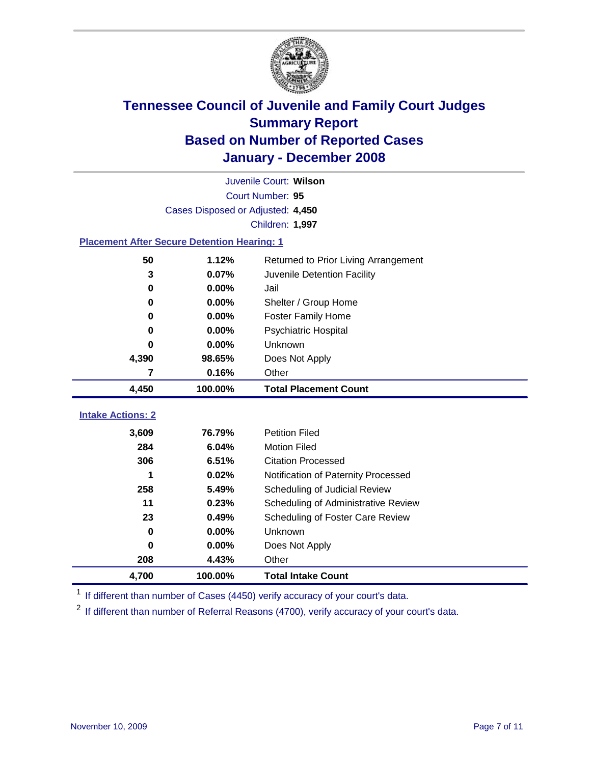# Tennessee Council of Juvenile and Family Court Judges
## Summary Report
## Based on Number of Reported Cases
## January - December 2008

Juvenile Court: **Wilson**
Court Number: **95**
Cases Disposed or Adjusted: **4,450**
Children: **1,997**

### Placement After Secure Detention Hearing: 1

| | | |
|---|---|---|
| 50 | 1.12% | Returned to Prior Living Arrangement |
| 3 | 0.07% | Juvenile Detention Facility |
| 0 | 0.00% | Jail |
| 0 | 0.00% | Shelter / Group Home |
| 0 | 0.00% | Foster Family Home |
| 0 | 0.00% | Psychiatric Hospital |
| 0 | 0.00% | Unknown |
| 4,390 | 98.65% | Does Not Apply |
| 7 | 0.16% | Other |
| **4,450** | **100.00%** | **Total Placement Count** |

### Intake Actions: 2

| | | |
|---|---|---|
| 3,609 | 76.79% | Petition Filed |
| 284 | 6.04% | Motion Filed |
| 306 | 6.51% | Citation Processed |
| 1 | 0.02% | Notification of Paternity Processed |
| 258 | 5.49% | Scheduling of Judicial Review |
| 11 | 0.23% | Scheduling of Administrative Review |
| 23 | 0.49% | Scheduling of Foster Care Review |
| 0 | 0.00% | Unknown |
| 0 | 0.00% | Does Not Apply |
| 208 | 4.43% | Other |
| **4,700** | **100.00%** | **Total Intake Count** |

[1] If different than number of Cases (4450) verify accuracy of your court's data.

[2] If different than number of Referral Reasons (4700), verify accuracy of your court's data.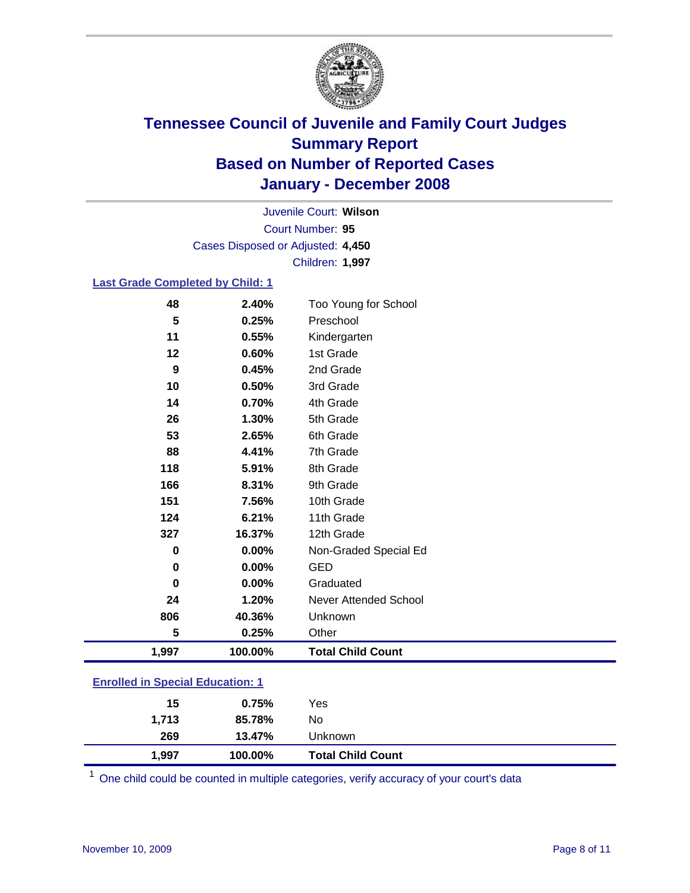# Tennessee Council of Juvenile and Family Court Judges
## Summary Report
## Based on Number of Reported Cases
## January - December 2008

Juvenile Court: **Wilson**
Court Number: **95**
Cases Disposed or Adjusted: **4,450**
Children: **1,997**

### Last Grade Completed by Child: 1

| | | |
|---|---|---|
| 48 | 2.40% | Too Young for School |
| 5 | 0.25% | Preschool |
| 11 | 0.55% | Kindergarten |
| 12 | 0.60% | 1st Grade |
| 9 | 0.45% | 2nd Grade |
| 10 | 0.50% | 3rd Grade |
| 14 | 0.70% | 4th Grade |
| 26 | 1.30% | 5th Grade |
| 53 | 2.65% | 6th Grade |
| 88 | 4.41% | 7th Grade |
| 118 | 5.91% | 8th Grade |
| 166 | 8.31% | 9th Grade |
| 151 | 7.56% | 10th Grade |
| 124 | 6.21% | 11th Grade |
| 327 | 16.37% | 12th Grade |
| 0 | 0.00% | Non-Graded Special Ed |
| 0 | 0.00% | GED |
| 0 | 0.00% | Graduated |
| 24 | 1.20% | Never Attended School |
| 806 | 40.36% | Unknown |
| 5 | 0.25% | Other |
| **1,997** | **100.00%** | **Total Child Count** |

### Enrolled in Special Education: 1

| | | |
|---|---|---|
| 15 | 0.75% | Yes |
| 1,713 | 85.78% | No |
| 269 | 13.47% | Unknown |
| **1,997** | **100.00%** | **Total Child Count** |

[1] One child could be counted in multiple categories, verify accuracy of your court's data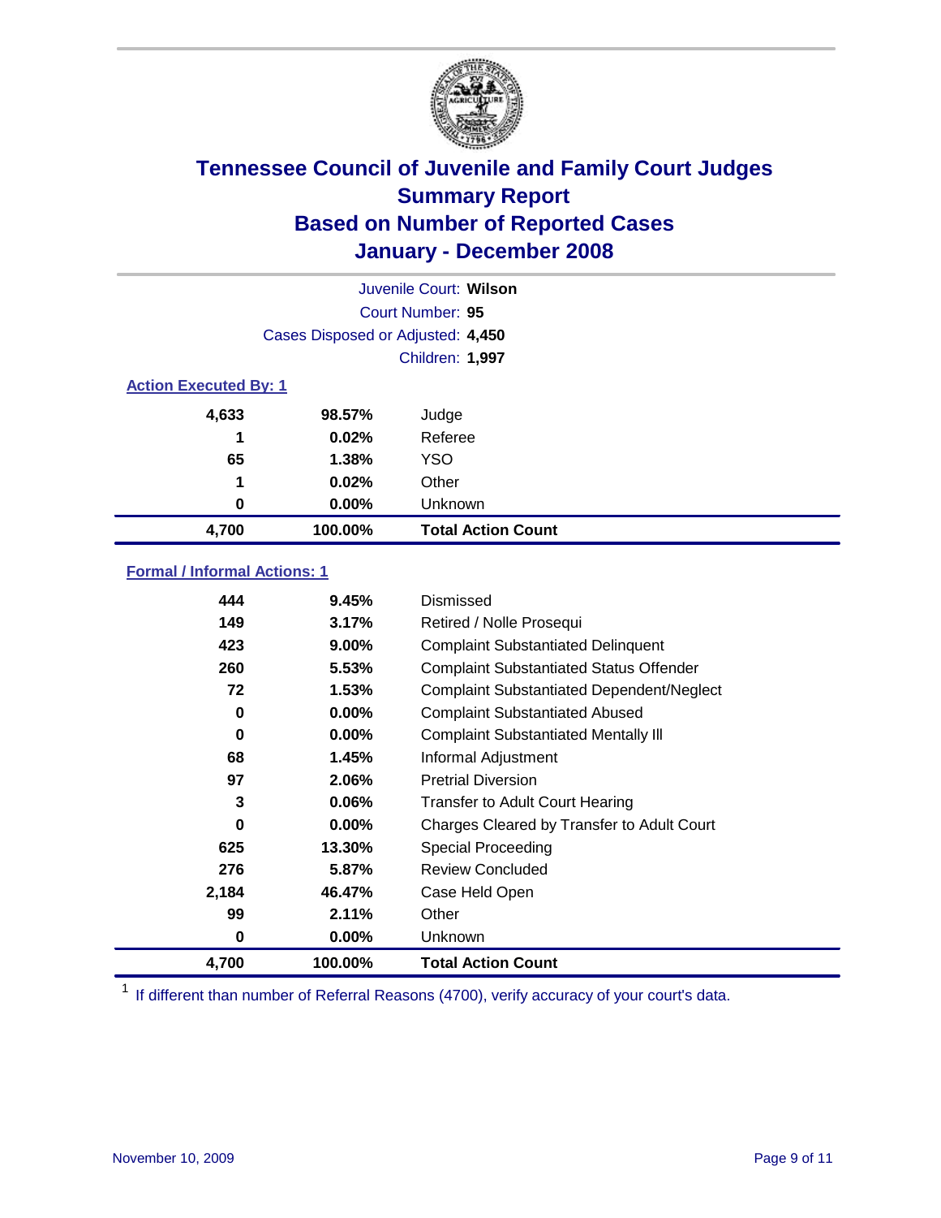# Tennessee Council of Juvenile and Family Court Judges
## Summary Report
## Based on Number of Reported Cases
## January - December 2008

Juvenile Court: **Wilson**
Court Number: **95**
Cases Disposed or Adjusted: **4,450**
Children: **1,997**

### Action Executed By: 1

| | | |
|---|---|---|
| 4,633 | 98.57% | Judge |
| 1 | 0.02% | Referee |
| 65 | 1.38% | YSO |
| 1 | 0.02% | Other |
| 0 | 0.00% | Unknown |
| **4,700** | **100.00%** | **Total Action Count** |

### Formal / Informal Actions: 1

| | | |
|---|---|---|
| 444 | 9.45% | Dismissed |
| 149 | 3.17% | Retired / Nolle Prosequi |
| 423 | 9.00% | Complaint Substantiated Delinquent |
| 260 | 5.53% | Complaint Substantiated Status Offender |
| 72 | 1.53% | Complaint Substantiated Dependent/Neglect |
| 0 | 0.00% | Complaint Substantiated Abused |
| 0 | 0.00% | Complaint Substantiated Mentally Ill |
| 68 | 1.45% | Informal Adjustment |
| 97 | 2.06% | Pretrial Diversion |
| 3 | 0.06% | Transfer to Adult Court Hearing |
| 0 | 0.00% | Charges Cleared by Transfer to Adult Court |
| 625 | 13.30% | Special Proceeding |
| 276 | 5.87% | Review Concluded |
| 2,184 | 46.47% | Case Held Open |
| 99 | 2.11% | Other |
| 0 | 0.00% | Unknown |
| **4,700** | **100.00%** | **Total Action Count** |

[1] If different than number of Referral Reasons (4700), verify accuracy of your court's data.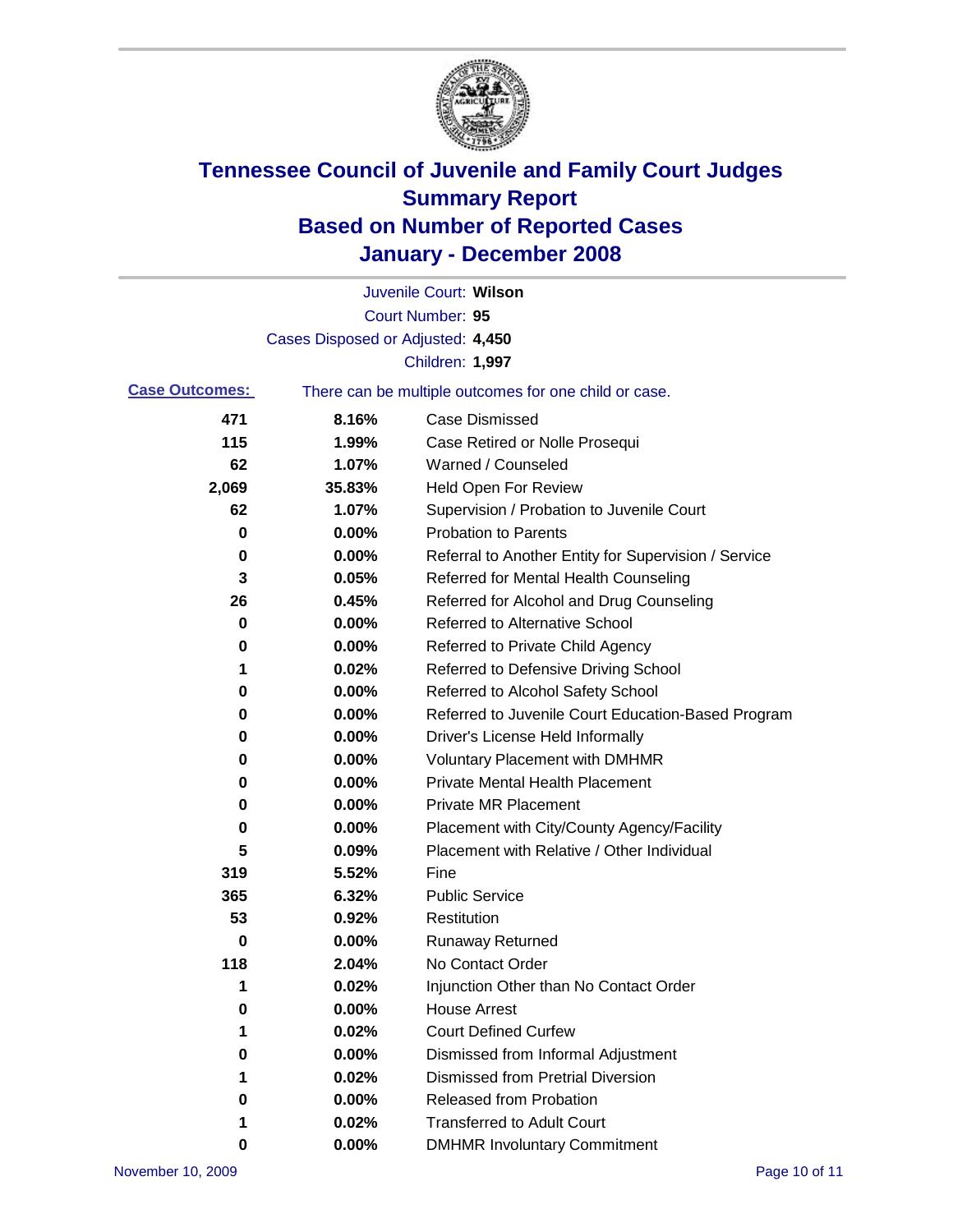# Tennessee Council of Juvenile and Family Court Judges
# Summary Report
# Based on Number of Reported Cases
# January - December 2008

Juvenile Court: **Wilson**

Court Number: **95**

Cases Disposed or Adjusted: **4,450**

Children: **1,997**

**Case Outcomes:** There can be multiple outcomes for one child or case.

| Count | Percent | Outcome |
|---|---|---|
| 471 | 8.16% | Case Dismissed |
| 115 | 1.99% | Case Retired or Nolle Prosequi |
| 62 | 1.07% | Warned / Counseled |
| 2,069 | 35.83% | Held Open For Review |
| 62 | 1.07% | Supervision / Probation to Juvenile Court |
| 0 | 0.00% | Probation to Parents |
| 0 | 0.00% | Referral to Another Entity for Supervision / Service |
| 3 | 0.05% | Referred for Mental Health Counseling |
| 26 | 0.45% | Referred for Alcohol and Drug Counseling |
| 0 | 0.00% | Referred to Alternative School |
| 0 | 0.00% | Referred to Private Child Agency |
| 1 | 0.02% | Referred to Defensive Driving School |
| 0 | 0.00% | Referred to Alcohol Safety School |
| 0 | 0.00% | Referred to Juvenile Court Education-Based Program |
| 0 | 0.00% | Driver's License Held Informally |
| 0 | 0.00% | Voluntary Placement with DMHMR |
| 0 | 0.00% | Private Mental Health Placement |
| 0 | 0.00% | Private MR Placement |
| 0 | 0.00% | Placement with City/County Agency/Facility |
| 5 | 0.09% | Placement with Relative / Other Individual |
| 319 | 5.52% | Fine |
| 365 | 6.32% | Public Service |
| 53 | 0.92% | Restitution |
| 0 | 0.00% | Runaway Returned |
| 118 | 2.04% | No Contact Order |
| 1 | 0.02% | Injunction Other than No Contact Order |
| 0 | 0.00% | House Arrest |
| 1 | 0.02% | Court Defined Curfew |
| 0 | 0.00% | Dismissed from Informal Adjustment |
| 1 | 0.02% | Dismissed from Pretrial Diversion |
| 0 | 0.00% | Released from Probation |
| 1 | 0.02% | Transferred to Adult Court |
| 0 | 0.00% | DMHMR Involuntary Commitment |

November 10, 2009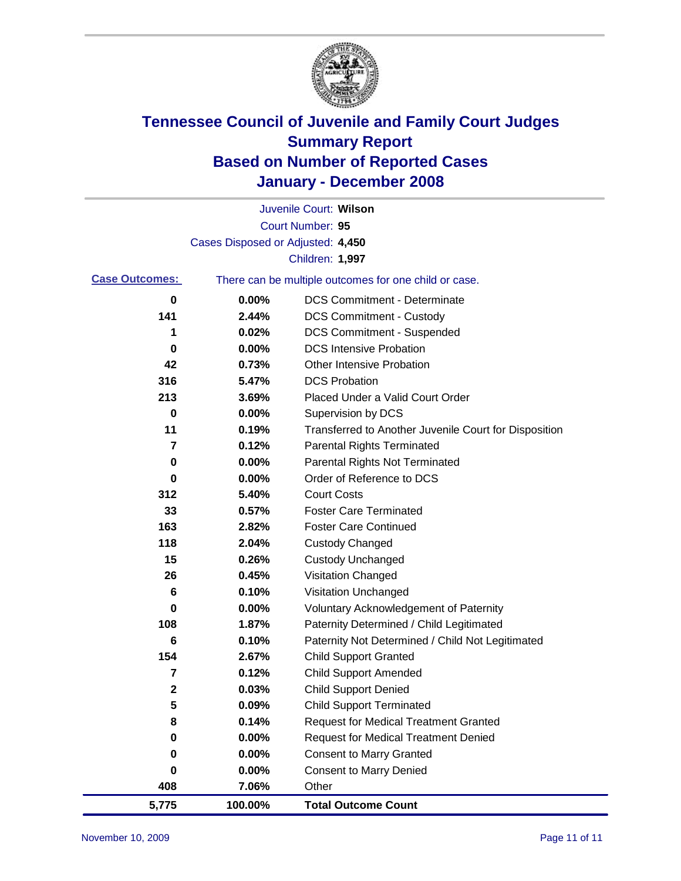# Tennessee Council of Juvenile and Family Court Judges
## Summary Report
## Based on Number of Reported Cases
## January - December 2008

Juvenile Court: **Wilson**

Court Number: **95**

Cases Disposed or Adjusted: **4,450**

Children: **1,997**

**Case Outcomes:** There can be multiple outcomes for one child or case.

| | | |
|---|---|---|
| 0 | 0.00% | DCS Commitment - Determinate |
| 141 | 2.44% | DCS Commitment - Custody |
| 1 | 0.02% | DCS Commitment - Suspended |
| 0 | 0.00% | DCS Intensive Probation |
| 42 | 0.73% | Other Intensive Probation |
| 316 | 5.47% | DCS Probation |
| 213 | 3.69% | Placed Under a Valid Court Order |
| 0 | 0.00% | Supervision by DCS |
| 11 | 0.19% | Transferred to Another Juvenile Court for Disposition |
| 7 | 0.12% | Parental Rights Terminated |
| 0 | 0.00% | Parental Rights Not Terminated |
| 0 | 0.00% | Order of Reference to DCS |
| 312 | 5.40% | Court Costs |
| 33 | 0.57% | Foster Care Terminated |
| 163 | 2.82% | Foster Care Continued |
| 118 | 2.04% | Custody Changed |
| 15 | 0.26% | Custody Unchanged |
| 26 | 0.45% | Visitation Changed |
| 6 | 0.10% | Visitation Unchanged |
| 0 | 0.00% | Voluntary Acknowledgement of Paternity |
| 108 | 1.87% | Paternity Determined / Child Legitimated |
| 6 | 0.10% | Paternity Not Determined / Child Not Legitimated |
| 154 | 2.67% | Child Support Granted |
| 7 | 0.12% | Child Support Amended |
| 2 | 0.03% | Child Support Denied |
| 5 | 0.09% | Child Support Terminated |
| 8 | 0.14% | Request for Medical Treatment Granted |
| 0 | 0.00% | Request for Medical Treatment Denied |
| 0 | 0.00% | Consent to Marry Granted |
| 0 | 0.00% | Consent to Marry Denied |
| 408 | 7.06% | Other |
| **5,775** | **100.00%** | **Total Outcome Count** |